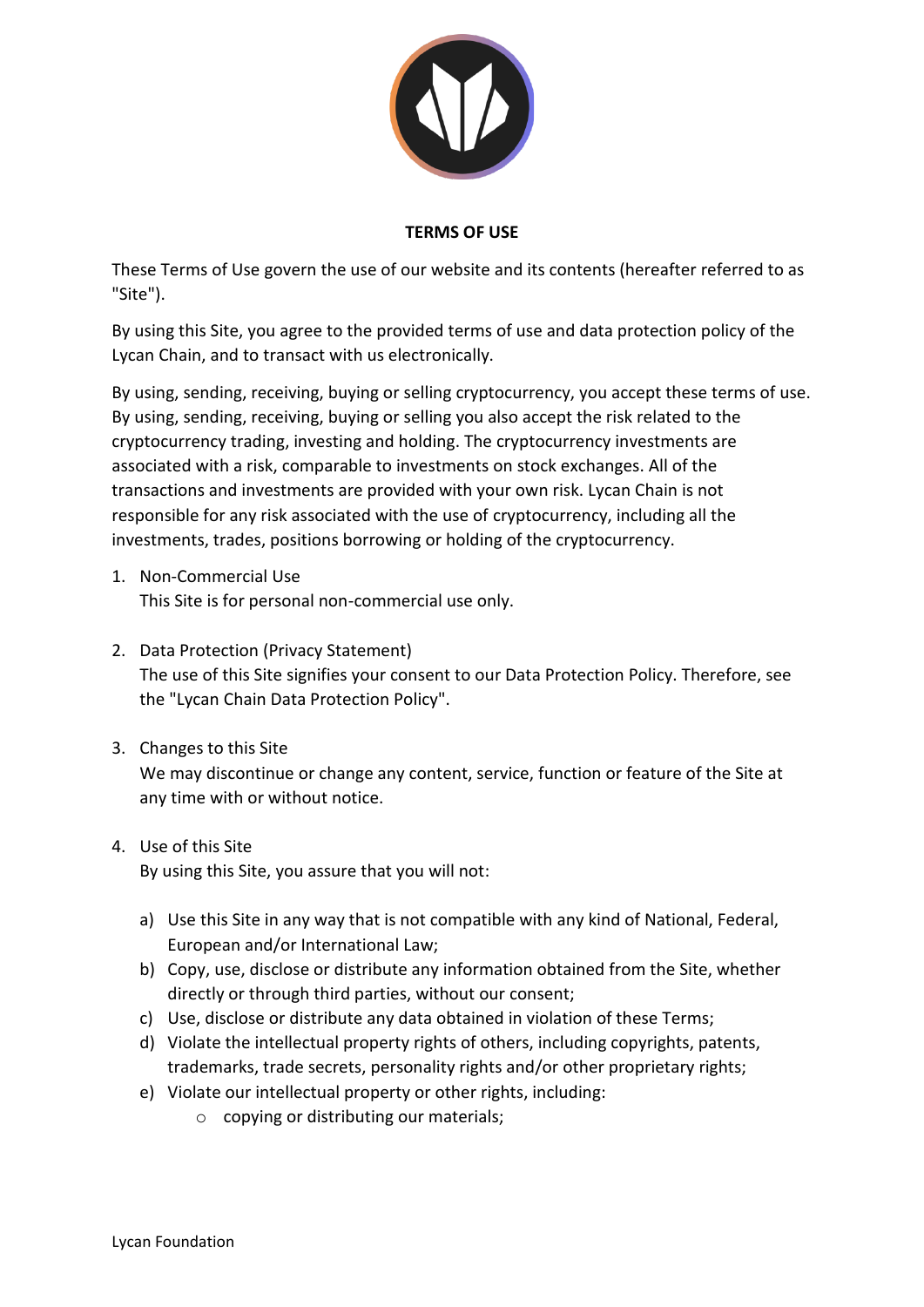# TERMS OF USE

These Terms of Use govern the use of our website and its contents (hereafter referred to as "Site").

By using this Site, you agree to the provided terms of use and data protection policy of the Lycan Chain, and to transact with us electronically.

By using, sending, receiving, buying or selling cryptocurrency, you accept these terms of use. By using, sending, receiving, buying or selling you also accept the risk related to the cryptocurrency trading, investing and holding. The cryptocurrency investments are associated with a risk, comparable to investments on stock exchanges. All of the transactions and investments are provided with your own risk. Lycan Chain is not responsible for any risk associated with the use of cryptocurrency, including all the investments, trades, positions borrowing or holding of the cryptocurrency.

1. Non-Commercial Use
   This Site is for personal non-commercial use only.

2. Data Protection (Privacy Statement)
   The use of this Site signifies your consent to our Data Protection Policy. Therefore, see the "Lycan Chain Data Protection Policy".

3. Changes to this Site
   We may discontinue or change any content, service, function or feature of the Site at any time with or without notice.

4. Use of this Site
   By using this Site, you assure that you will not:

   a) Use this Site in any way that is not compatible with any kind of National, Federal, European and/or International Law;
   b) Copy, use, disclose or distribute any information obtained from the Site, whether directly or through third parties, without our consent;
   c) Use, disclose or distribute any data obtained in violation of these Terms;
   d) Violate the intellectual property rights of others, including copyrights, patents, trademarks, trade secrets, personality rights and/or other proprietary rights;
   e) Violate our intellectual property or other rights, including:
      - copying or distributing our materials;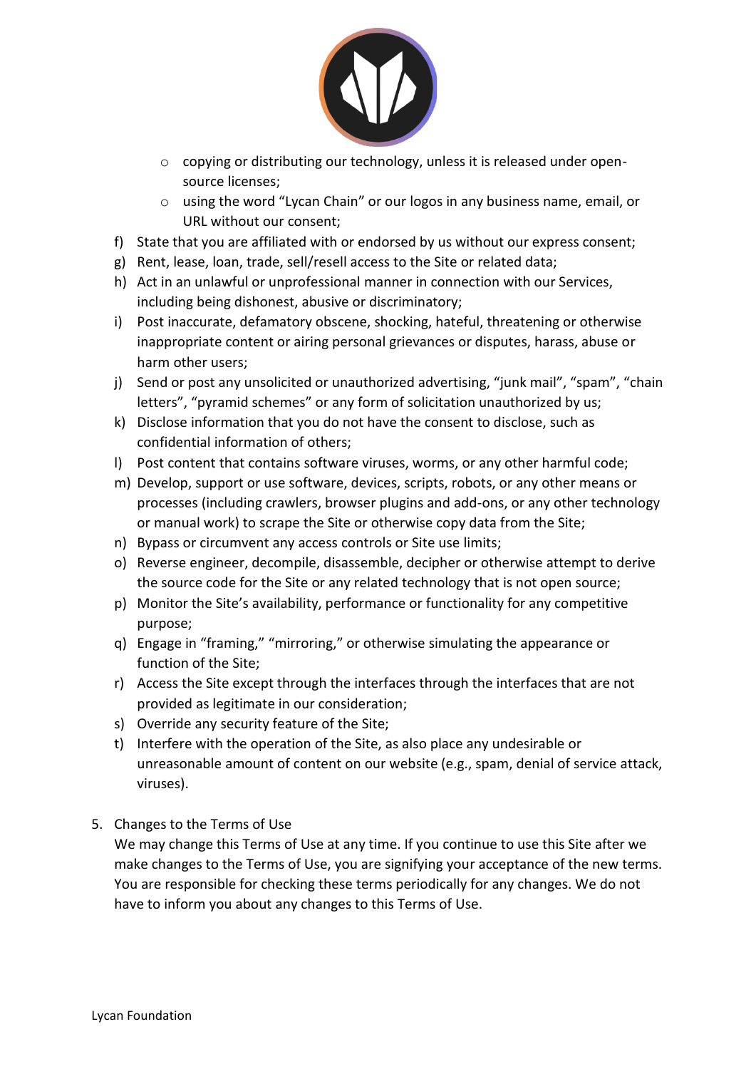- copying or distributing our technology, unless it is released under open-source licenses;
- using the word "Lycan Chain" or our logos in any business name, email, or URL without our consent;

f) State that you are affiliated with or endorsed by us without our express consent;

g) Rent, lease, loan, trade, sell/resell access to the Site or related data;

h) Act in an unlawful or unprofessional manner in connection with our Services, including being dishonest, abusive or discriminatory;

i) Post inaccurate, defamatory obscene, shocking, hateful, threatening or otherwise inappropriate content or airing personal grievances or disputes, harass, abuse or harm other users;

j) Send or post any unsolicited or unauthorized advertising, "junk mail", "spam", "chain letters", "pyramid schemes" or any form of solicitation unauthorized by us;

k) Disclose information that you do not have the consent to disclose, such as confidential information of others;

l) Post content that contains software viruses, worms, or any other harmful code;

m) Develop, support or use software, devices, scripts, robots, or any other means or processes (including crawlers, browser plugins and add-ons, or any other technology or manual work) to scrape the Site or otherwise copy data from the Site;

n) Bypass or circumvent any access controls or Site use limits;

o) Reverse engineer, decompile, disassemble, decipher or otherwise attempt to derive the source code for the Site or any related technology that is not open source;

p) Monitor the Site's availability, performance or functionality for any competitive purpose;

q) Engage in "framing," "mirroring," or otherwise simulating the appearance or function of the Site;

r) Access the Site except through the interfaces through the interfaces that are not provided as legitimate in our consideration;

s) Override any security feature of the Site;

t) Interfere with the operation of the Site, as also place any undesirable or unreasonable amount of content on our website (e.g., spam, denial of service attack, viruses).

5. Changes to the Terms of Use

   We may change this Terms of Use at any time. If you continue to use this Site after we make changes to the Terms of Use, you are signifying your acceptance of the new terms. You are responsible for checking these terms periodically for any changes. We do not have to inform you about any changes to this Terms of Use.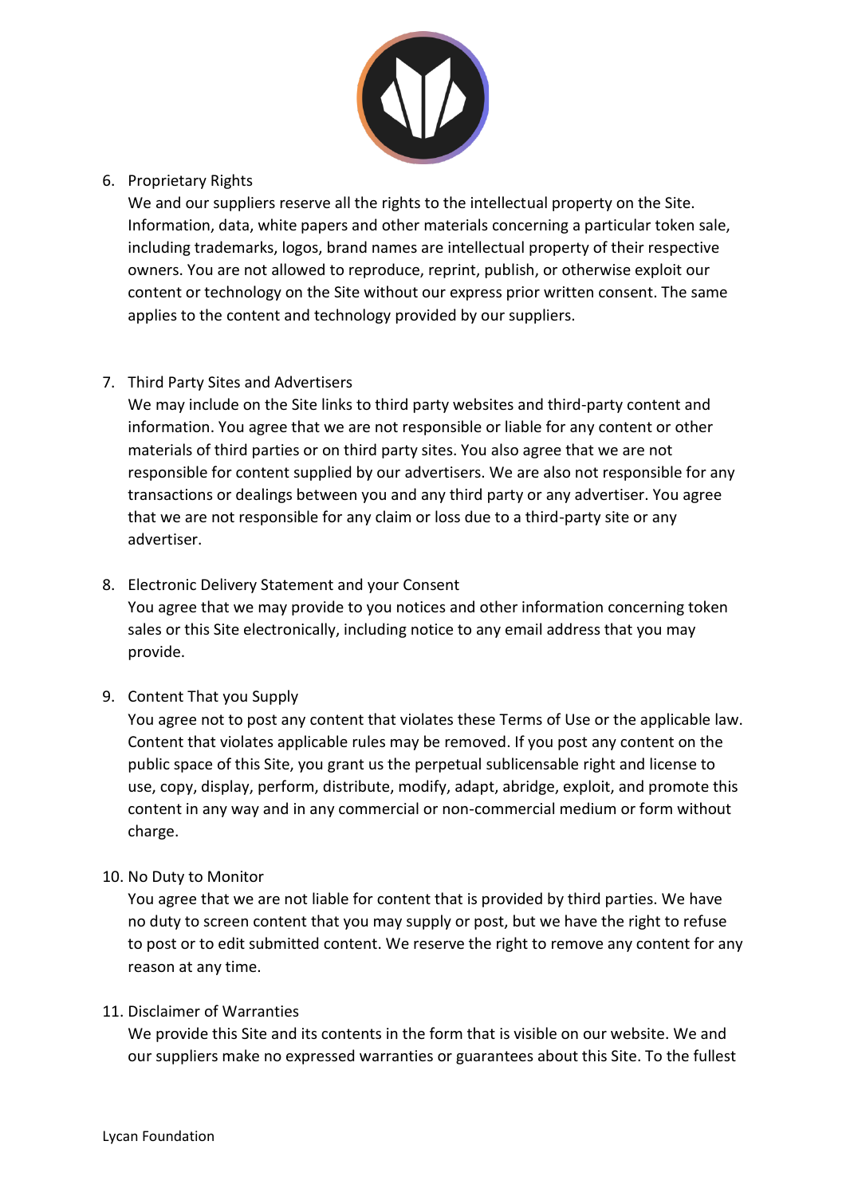6. Proprietary Rights

   We and our suppliers reserve all the rights to the intellectual property on the Site. Information, data, white papers and other materials concerning a particular token sale, including trademarks, logos, brand names are intellectual property of their respective owners. You are not allowed to reproduce, reprint, publish, or otherwise exploit our content or technology on the Site without our express prior written consent. The same applies to the content and technology provided by our suppliers.

7. Third Party Sites and Advertisers

   We may include on the Site links to third party websites and third-party content and information. You agree that we are not responsible or liable for any content or other materials of third parties or on third party sites. You also agree that we are not responsible for content supplied by our advertisers. We are also not responsible for any transactions or dealings between you and any third party or any advertiser. You agree that we are not responsible for any claim or loss due to a third-party site or any advertiser.

8. Electronic Delivery Statement and your Consent

   You agree that we may provide to you notices and other information concerning token sales or this Site electronically, including notice to any email address that you may provide.

9. Content That you Supply

   You agree not to post any content that violates these Terms of Use or the applicable law. Content that violates applicable rules may be removed. If you post any content on the public space of this Site, you grant us the perpetual sublicensable right and license to use, copy, display, perform, distribute, modify, adapt, abridge, exploit, and promote this content in any way and in any commercial or non-commercial medium or form without charge.

10. No Duty to Monitor

    You agree that we are not liable for content that is provided by third parties. We have no duty to screen content that you may supply or post, but we have the right to refuse to post or to edit submitted content. We reserve the right to remove any content for any reason at any time.

11. Disclaimer of Warranties

    We provide this Site and its contents in the form that is visible on our website. We and our suppliers make no expressed warranties or guarantees about this Site. To the fullest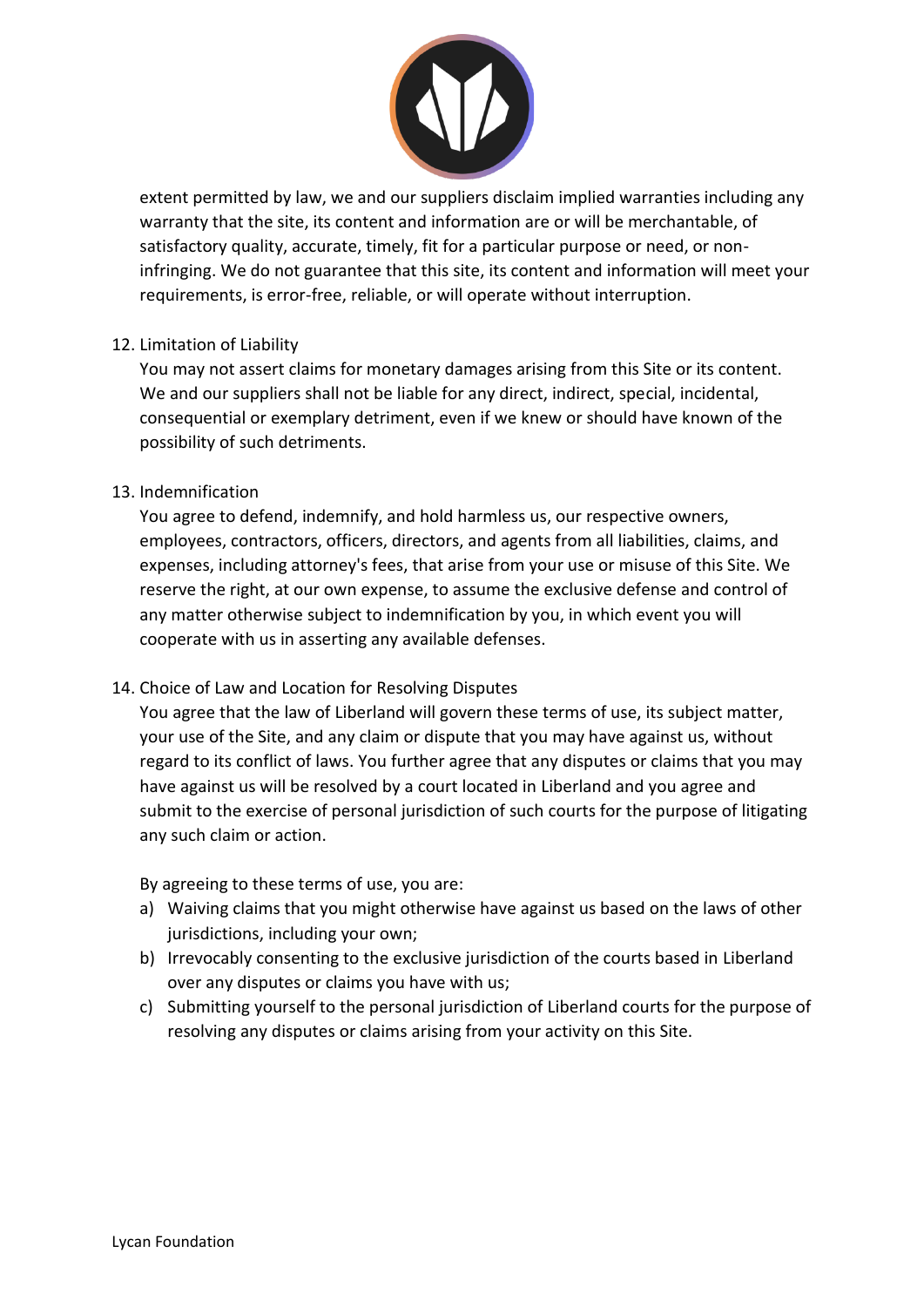extent permitted by law, we and our suppliers disclaim implied warranties including any warranty that the site, its content and information are or will be merchantable, of satisfactory quality, accurate, timely, fit for a particular purpose or need, or non-infringing. We do not guarantee that this site, its content and information will meet your requirements, is error-free, reliable, or will operate without interruption.

12. Limitation of Liability

    You may not assert claims for monetary damages arising from this Site or its content. We and our suppliers shall not be liable for any direct, indirect, special, incidental, consequential or exemplary detriment, even if we knew or should have known of the possibility of such detriments.

13. Indemnification

    You agree to defend, indemnify, and hold harmless us, our respective owners, employees, contractors, officers, directors, and agents from all liabilities, claims, and expenses, including attorney's fees, that arise from your use or misuse of this Site. We reserve the right, at our own expense, to assume the exclusive defense and control of any matter otherwise subject to indemnification by you, in which event you will cooperate with us in asserting any available defenses.

14. Choice of Law and Location for Resolving Disputes

    You agree that the law of Liberland will govern these terms of use, its subject matter, your use of the Site, and any claim or dispute that you may have against us, without regard to its conflict of laws. You further agree that any disputes or claims that you may have against us will be resolved by a court located in Liberland and you agree and submit to the exercise of personal jurisdiction of such courts for the purpose of litigating any such claim or action.

    By agreeing to these terms of use, you are:

    a) Waiving claims that you might otherwise have against us based on the laws of other jurisdictions, including your own;
    b) Irrevocably consenting to the exclusive jurisdiction of the courts based in Liberland over any disputes or claims you have with us;
    c) Submitting yourself to the personal jurisdiction of Liberland courts for the purpose of resolving any disputes or claims arising from your activity on this Site.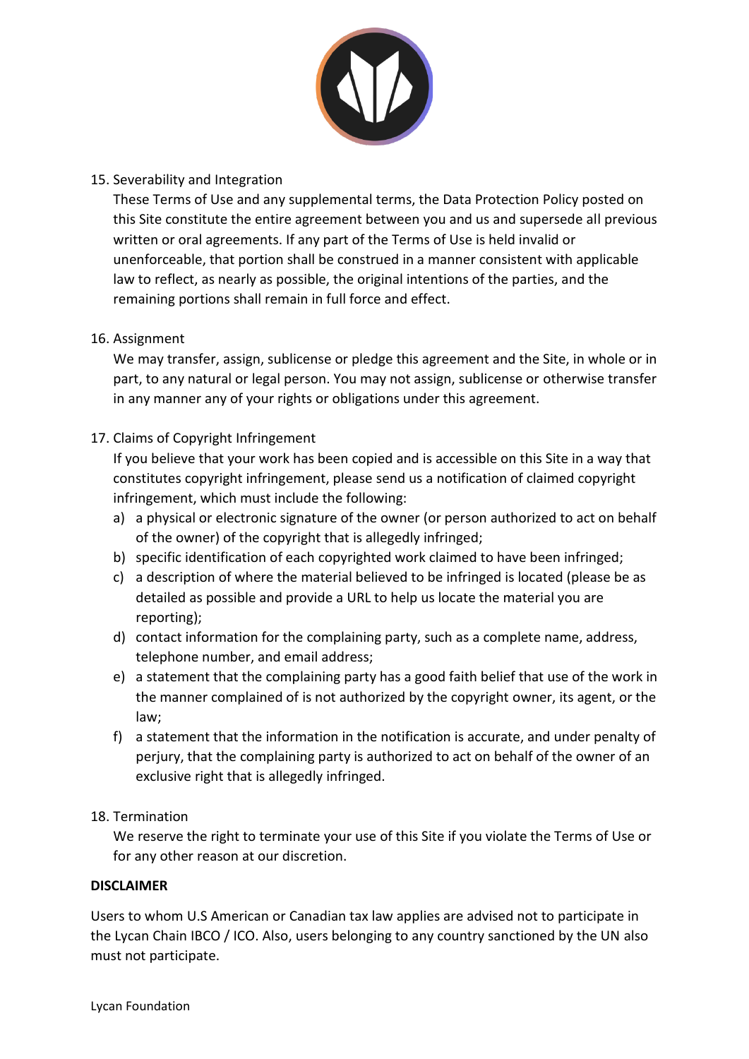15. Severability and Integration

    These Terms of Use and any supplemental terms, the Data Protection Policy posted on this Site constitute the entire agreement between you and us and supersede all previous written or oral agreements. If any part of the Terms of Use is held invalid or unenforceable, that portion shall be construed in a manner consistent with applicable law to reflect, as nearly as possible, the original intentions of the parties, and the remaining portions shall remain in full force and effect.

16. Assignment

    We may transfer, assign, sublicense or pledge this agreement and the Site, in whole or in part, to any natural or legal person. You may not assign, sublicense or otherwise transfer in any manner any of your rights or obligations under this agreement.

17. Claims of Copyright Infringement

    If you believe that your work has been copied and is accessible on this Site in a way that constitutes copyright infringement, please send us a notification of claimed copyright infringement, which must include the following:

    a) a physical or electronic signature of the owner (or person authorized to act on behalf of the owner) of the copyright that is allegedly infringed;
    b) specific identification of each copyrighted work claimed to have been infringed;
    c) a description of where the material believed to be infringed is located (please be as detailed as possible and provide a URL to help us locate the material you are reporting);
    d) contact information for the complaining party, such as a complete name, address, telephone number, and email address;
    e) a statement that the complaining party has a good faith belief that use of the work in the manner complained of is not authorized by the copyright owner, its agent, or the law;
    f) a statement that the information in the notification is accurate, and under penalty of perjury, that the complaining party is authorized to act on behalf of the owner of an exclusive right that is allegedly infringed.

18. Termination

    We reserve the right to terminate your use of this Site if you violate the Terms of Use or for any other reason at our discretion.

**DISCLAIMER**

Users to whom U.S American or Canadian tax law applies are advised not to participate in the Lycan Chain IBCO / ICO. Also, users belonging to any country sanctioned by the UN also must not participate.